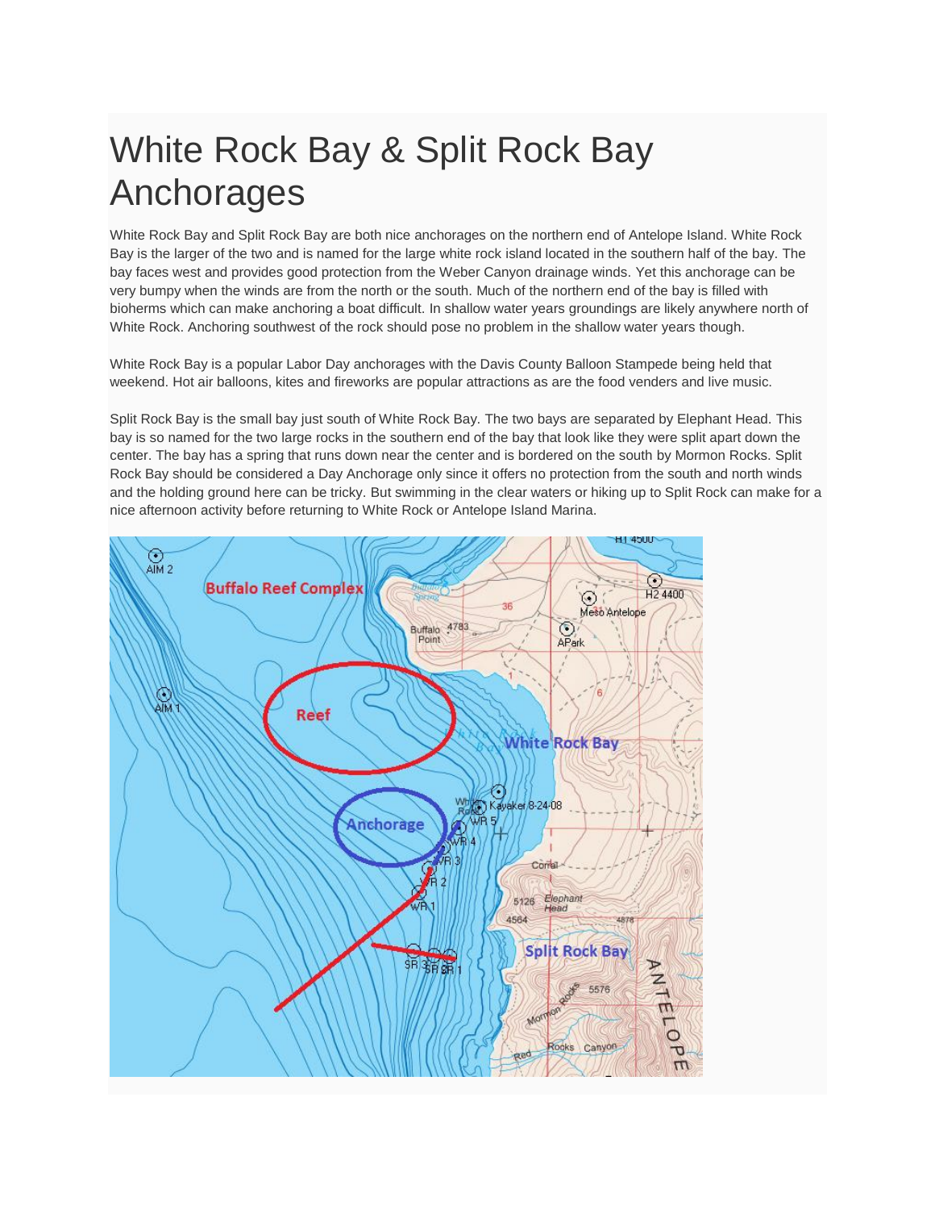# White Rock Bay & Split Rock Bay Anchorages

White Rock Bay and Split Rock Bay are both nice anchorages on the northern end of Antelope Island. White Rock Bay is the larger of the two and is named for the large white rock island located in the southern half of the bay. The bay faces west and provides good protection from the Weber Canyon drainage winds. Yet this anchorage can be very bumpy when the winds are from the north or the south. Much of the northern end of the bay is filled with bioherms which can make anchoring a boat difficult. In shallow water years groundings are likely anywhere north of White Rock. Anchoring southwest of the rock should pose no problem in the shallow water years though.

White Rock Bay is a popular Labor Day anchorages with the Davis County Balloon Stampede being held that weekend. Hot air balloons, kites and fireworks are popular attractions as are the food venders and live music.

Split Rock Bay is the small bay just south of White Rock Bay. The two bays are separated by Elephant Head. This bay is so named for the two large rocks in the southern end of the bay that look like they were split apart down the center. The bay has a spring that runs down near the center and is bordered on the south by Mormon Rocks. Split Rock Bay should be considered a Day Anchorage only since it offers no protection from the south and north winds and the holding ground here can be tricky. But swimming in the clear waters or hiking up to Split Rock can make for a nice afternoon activity before returning to White Rock or Antelope Island Marina.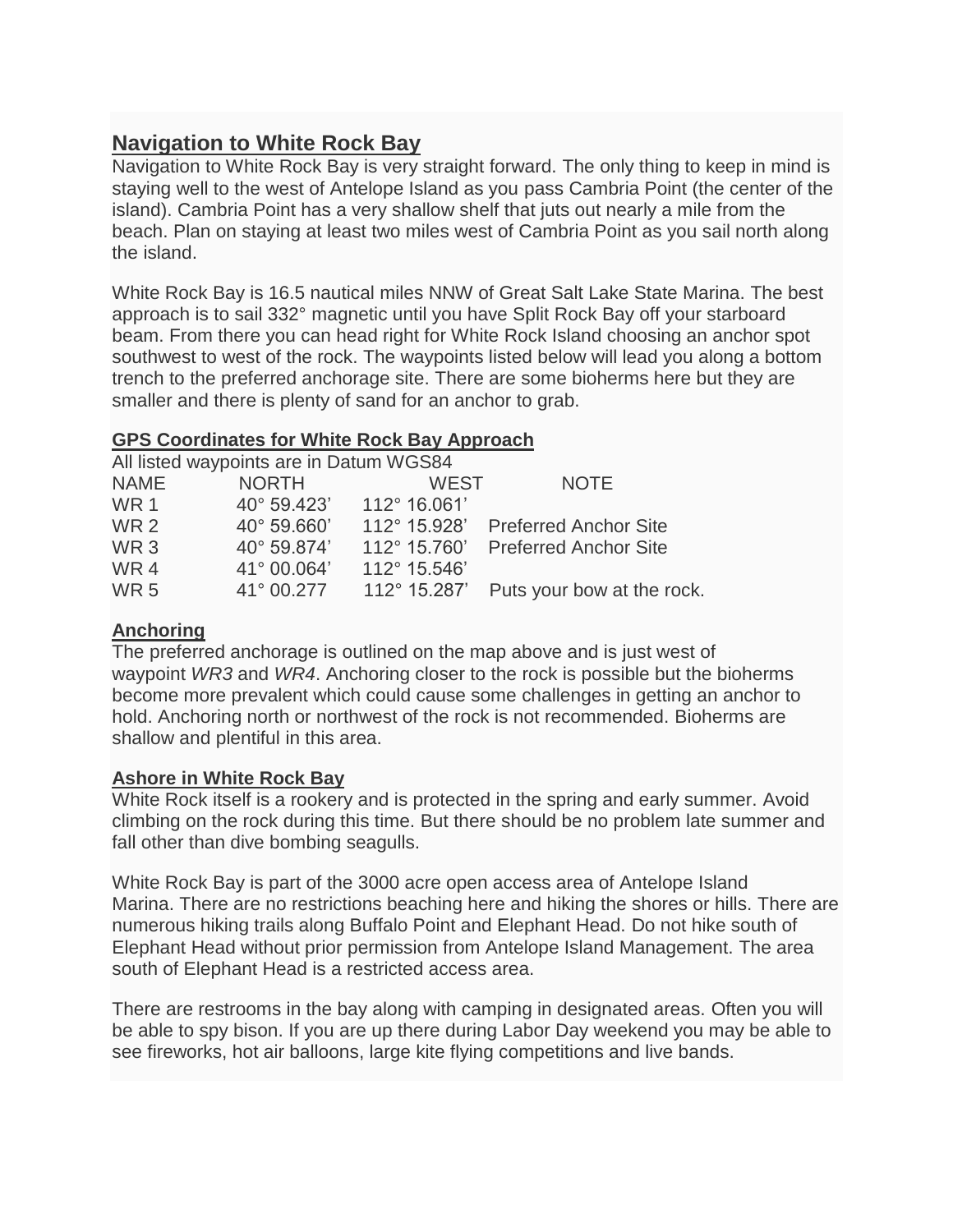## Navigation to White Rock Bay

Navigation to White Rock Bay is very straight forward. The only thing to keep in mind is staying well to the west of Antelope Island as you pass Cambria Point (the center of the island). Cambria Point has a very shallow shelf that juts out nearly a mile from the beach. Plan on staying at least two miles west of Cambria Point as you sail north along the island.

White Rock Bay is 16.5 nautical miles NNW of Great Salt Lake State Marina. The best approach is to sail 332° magnetic until you have Split Rock Bay off your starboard beam. From there you can head right for White Rock Island choosing an anchor spot southwest to west of the rock. The waypoints listed below will lead you along a bottom trench to the preferred anchorage site. There are some bioherms here but they are smaller and there is plenty of sand for an anchor to grab.

### GPS Coordinates for White Rock Bay Approach

All listed waypoints are in Datum WGS84

| NAME | NORTH | WEST | NOTE |
|---|---|---|---|
| WR 1 | 40° 59.423' | 112° 16.061' | |
| WR 2 | 40° 59.660' | 112° 15.928' | Preferred Anchor Site |
| WR 3 | 40° 59.874' | 112° 15.760' | Preferred Anchor Site |
| WR 4 | 41° 00.064' | 112° 15.546' | |
| WR 5 | 41° 00.277 | 112° 15.287' | Puts your bow at the rock. |

### Anchoring

The preferred anchorage is outlined on the map above and is just west of waypoint *WR3* and *WR4*. Anchoring closer to the rock is possible but the bioherms become more prevalent which could cause some challenges in getting an anchor to hold. Anchoring north or northwest of the rock is not recommended. Bioherms are shallow and plentiful in this area.

### Ashore in White Rock Bay

White Rock itself is a rookery and is protected in the spring and early summer. Avoid climbing on the rock during this time. But there should be no problem late summer and fall other than dive bombing seagulls.

White Rock Bay is part of the 3000 acre open access area of Antelope Island Marina. There are no restrictions beaching here and hiking the shores or hills. There are numerous hiking trails along Buffalo Point and Elephant Head. Do not hike south of Elephant Head without prior permission from Antelope Island Management. The area south of Elephant Head is a restricted access area.

There are restrooms in the bay along with camping in designated areas. Often you will be able to spy bison. If you are up there during Labor Day weekend you may be able to see fireworks, hot air balloons, large kite flying competitions and live bands.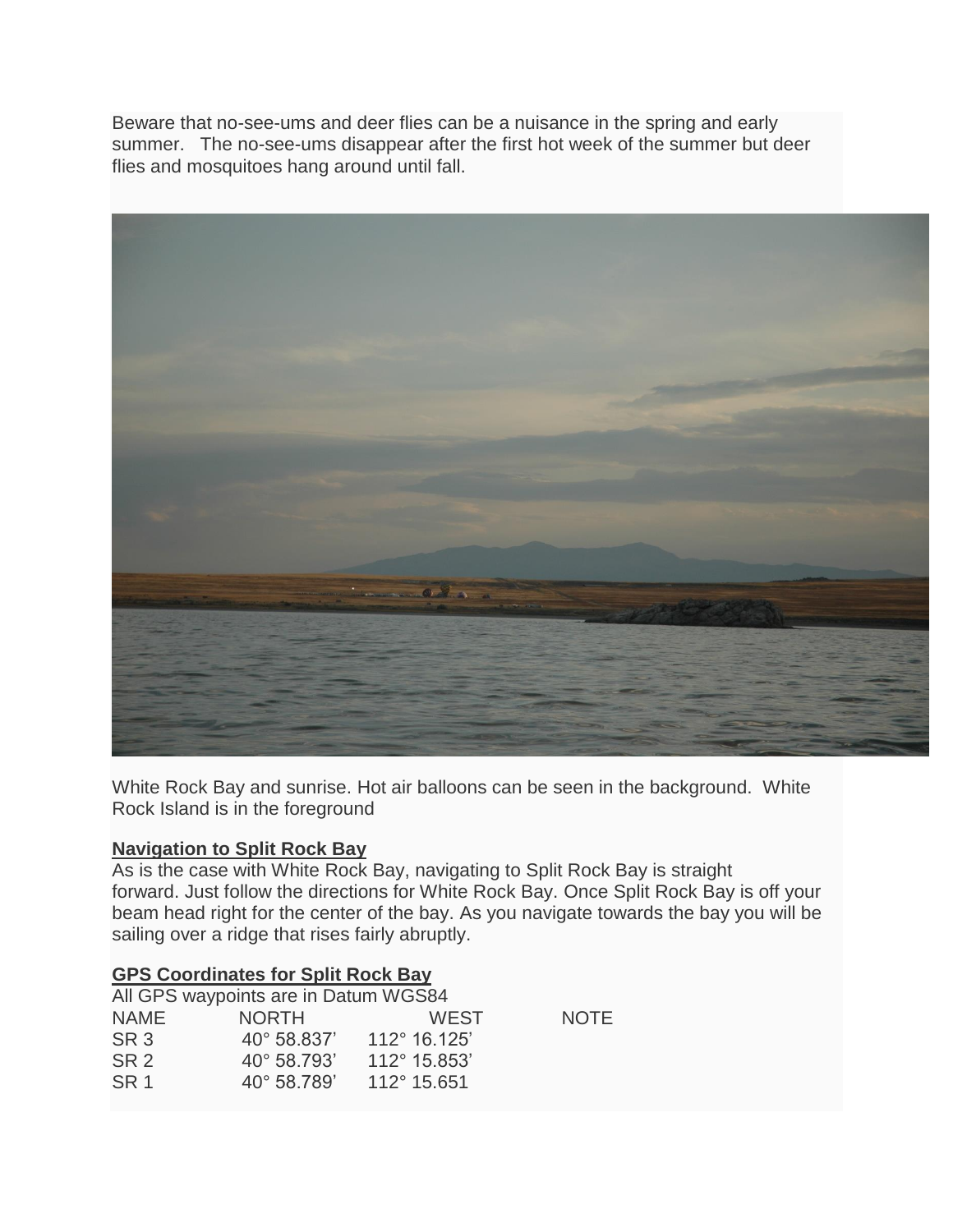Beware that no-see-ums and deer flies can be a nuisance in the spring and early summer. The no-see-ums disappear after the first hot week of the summer but deer flies and mosquitoes hang around until fall.

White Rock Bay and sunrise. Hot air balloons can be seen in the background. White Rock Island is in the foreground

**Navigation to Split Rock Bay**

As is the case with White Rock Bay, navigating to Split Rock Bay is straight forward. Just follow the directions for White Rock Bay. Once Split Rock Bay is off your beam head right for the center of the bay. As you navigate towards the bay you will be sailing over a ridge that rises fairly abruptly.

**GPS Coordinates for Split Rock Bay**

All GPS waypoints are in Datum WGS84

| NAME | NORTH | WEST | NOTE |
| --- | --- | --- | --- |
| SR 3 | 40° 58.837' | 112° 16.125' | |
| SR 2 | 40° 58.793' | 112° 15.853' | |
| SR 1 | 40° 58.789' | 112° 15.651 | |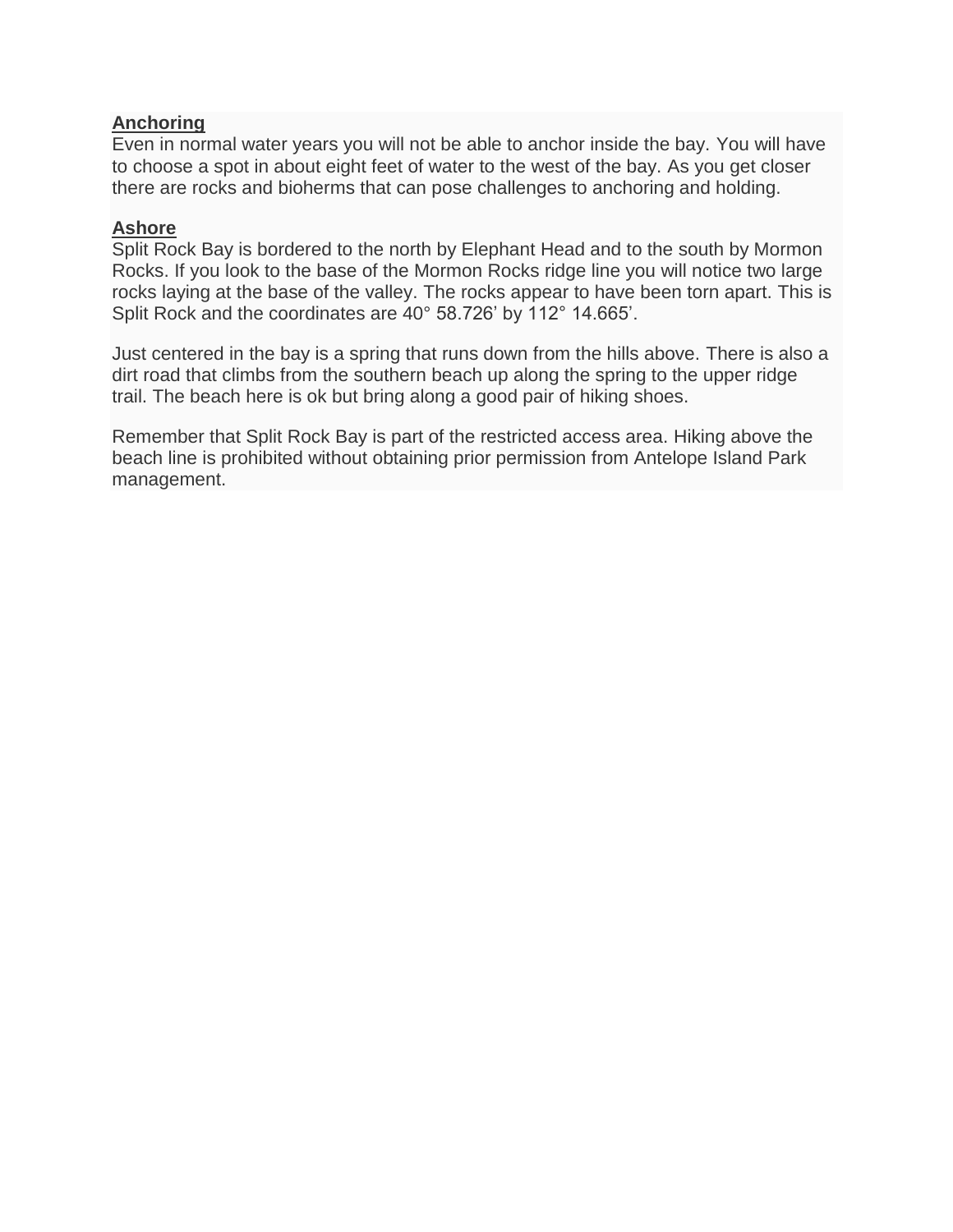**Anchoring**

Even in normal water years you will not be able to anchor inside the bay. You will have to choose a spot in about eight feet of water to the west of the bay. As you get closer there are rocks and bioherms that can pose challenges to anchoring and holding.

**Ashore**

Split Rock Bay is bordered to the north by Elephant Head and to the south by Mormon Rocks. If you look to the base of the Mormon Rocks ridge line you will notice two large rocks laying at the base of the valley. The rocks appear to have been torn apart. This is Split Rock and the coordinates are 40° 58.726' by 112° 14.665'.

Just centered in the bay is a spring that runs down from the hills above. There is also a dirt road that climbs from the southern beach up along the spring to the upper ridge trail. The beach here is ok but bring along a good pair of hiking shoes.

Remember that Split Rock Bay is part of the restricted access area. Hiking above the beach line is prohibited without obtaining prior permission from Antelope Island Park management.